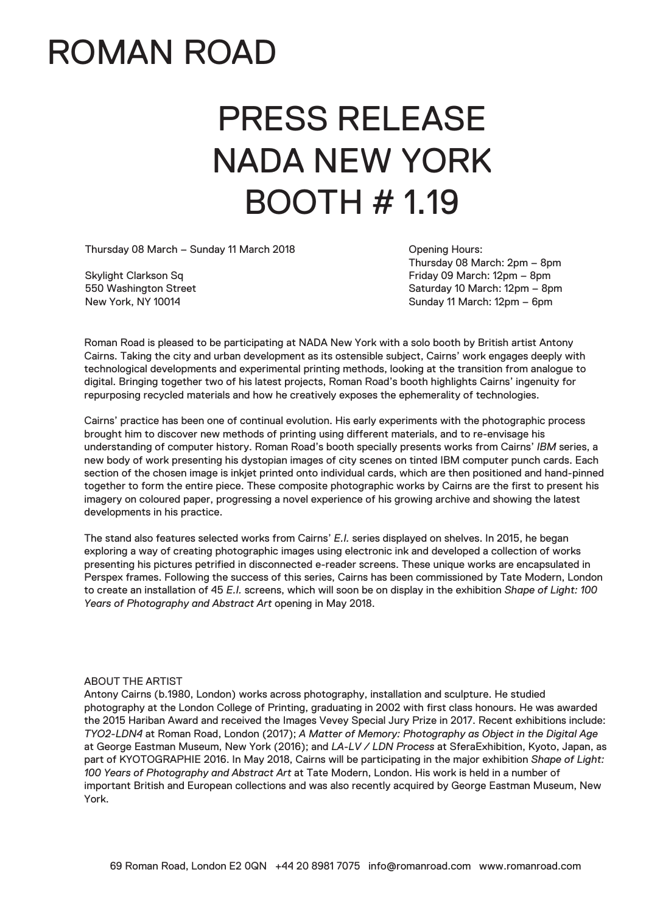# ROMAN ROAD

## PRESS RELEASE
## NADA NEW YORK
## BOOTH # 1.19

Thursday 08 March – Sunday 11 March 2018

Skylight Clarkson Sq
550 Washington Street
New York, NY 10014

Opening Hours:
Thursday 08 March: 2pm – 8pm
Friday 09 March: 12pm – 8pm
Saturday 10 March: 12pm – 8pm
Sunday 11 March: 12pm – 6pm

Roman Road is pleased to be participating at NADA New York with a solo booth by British artist Antony Cairns. Taking the city and urban development as its ostensible subject, Cairns' work engages deeply with technological developments and experimental printing methods, looking at the transition from analogue to digital. Bringing together two of his latest projects, Roman Road's booth highlights Cairns' ingenuity for repurposing recycled materials and how he creatively exposes the ephemerality of technologies.

Cairns' practice has been one of continual evolution. His early experiments with the photographic process brought him to discover new methods of printing using different materials, and to re-envisage his understanding of computer history. Roman Road's booth specially presents works from Cairns' *IBM* series, a new body of work presenting his dystopian images of city scenes on tinted IBM computer punch cards. Each section of the chosen image is inkjet printed onto individual cards, which are then positioned and hand-pinned together to form the entire piece. These composite photographic works by Cairns are the first to present his imagery on coloured paper, progressing a novel experience of his growing archive and showing the latest developments in his practice.

The stand also features selected works from Cairns' *E.I.* series displayed on shelves. In 2015, he began exploring a way of creating photographic images using electronic ink and developed a collection of works presenting his pictures petrified in disconnected e-reader screens. These unique works are encapsulated in Perspex frames. Following the success of this series, Cairns has been commissioned by Tate Modern, London to create an installation of 45 *E.I.* screens, which will soon be on display in the exhibition *Shape of Light: 100 Years of Photography and Abstract Art* opening in May 2018.

ABOUT THE ARTIST

Antony Cairns (b.1980, London) works across photography, installation and sculpture. He studied photography at the London College of Printing, graduating in 2002 with first class honours. He was awarded the 2015 Hariban Award and received the Images Vevey Special Jury Prize in 2017. Recent exhibitions include: *TYO2-LDN4* at Roman Road, London (2017); *A Matter of Memory: Photography as Object in the Digital Age* at George Eastman Museum, New York (2016); and *LA-LV / LDN Process* at SferaExhibition, Kyoto, Japan, as part of KYOTOGRAPHIE 2016. In May 2018, Cairns will be participating in the major exhibition *Shape of Light: 100 Years of Photography and Abstract Art* at Tate Modern, London. His work is held in a number of important British and European collections and was also recently acquired by George Eastman Museum, New York.

69 Roman Road, London E2 0QN +44 20 8981 7075 info@romanroad.com www.romanroad.com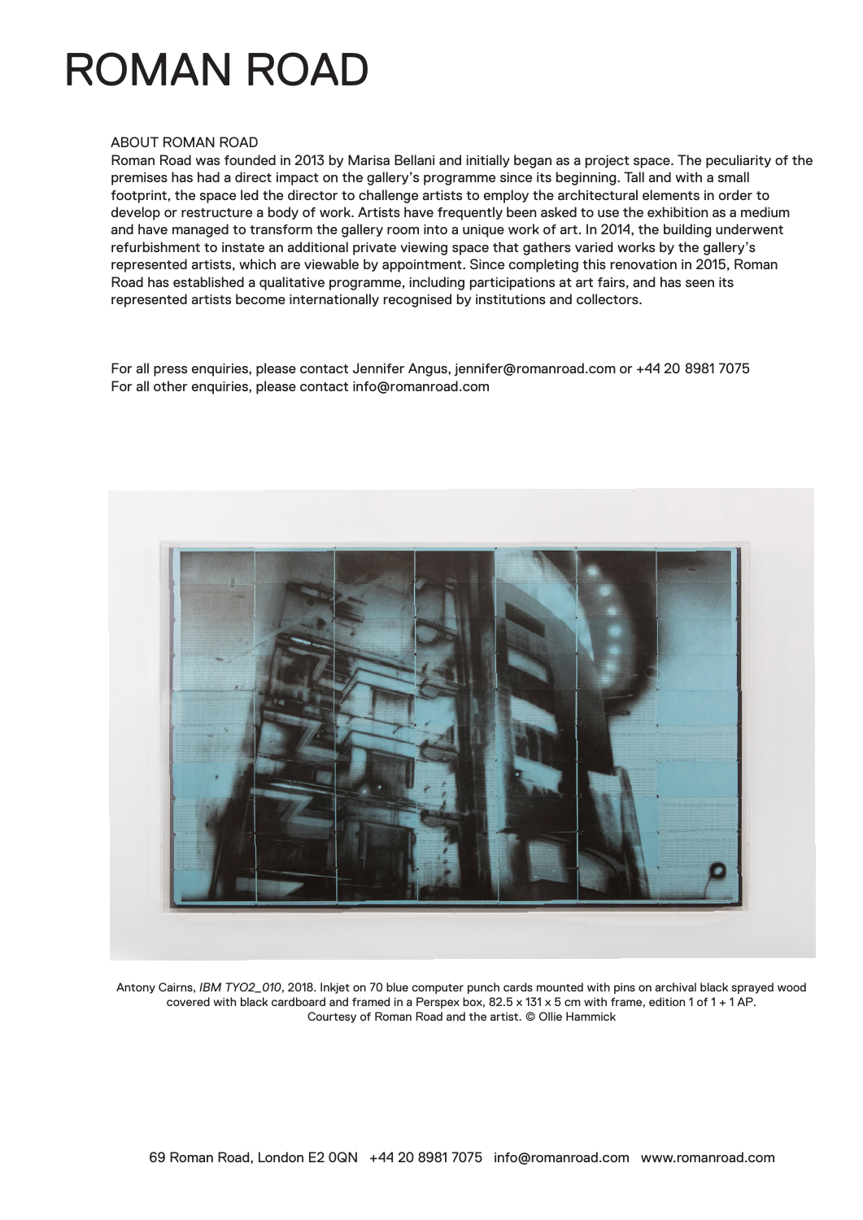# ROMAN ROAD

ABOUT ROMAN ROAD

Roman Road was founded in 2013 by Marisa Bellani and initially began as a project space. The peculiarity of the premises has had a direct impact on the gallery's programme since its beginning. Tall and with a small footprint, the space led the director to challenge artists to employ the architectural elements in order to develop or restructure a body of work. Artists have frequently been asked to use the exhibition as a medium and have managed to transform the gallery room into a unique work of art. In 2014, the building underwent refurbishment to instate an additional private viewing space that gathers varied works by the gallery's represented artists, which are viewable by appointment. Since completing this renovation in 2015, Roman Road has established a qualitative programme, including participations at art fairs, and has seen its represented artists become internationally recognised by institutions and collectors.

For all press enquiries, please contact Jennifer Angus, jennifer@romanroad.com or +44 20 8981 7075
For all other enquiries, please contact info@romanroad.com

Antony Cairns, *IBM TYO2_010*, 2018. Inkjet on 70 blue computer punch cards mounted with pins on archival black sprayed wood covered with black cardboard and framed in a Perspex box, 82.5 x 131 x 5 cm with frame, edition 1 of 1 + 1 AP. Courtesy of Roman Road and the artist. © Ollie Hammick

69 Roman Road, London E2 0QN +44 20 8981 7075 info@romanroad.com www.romanroad.com